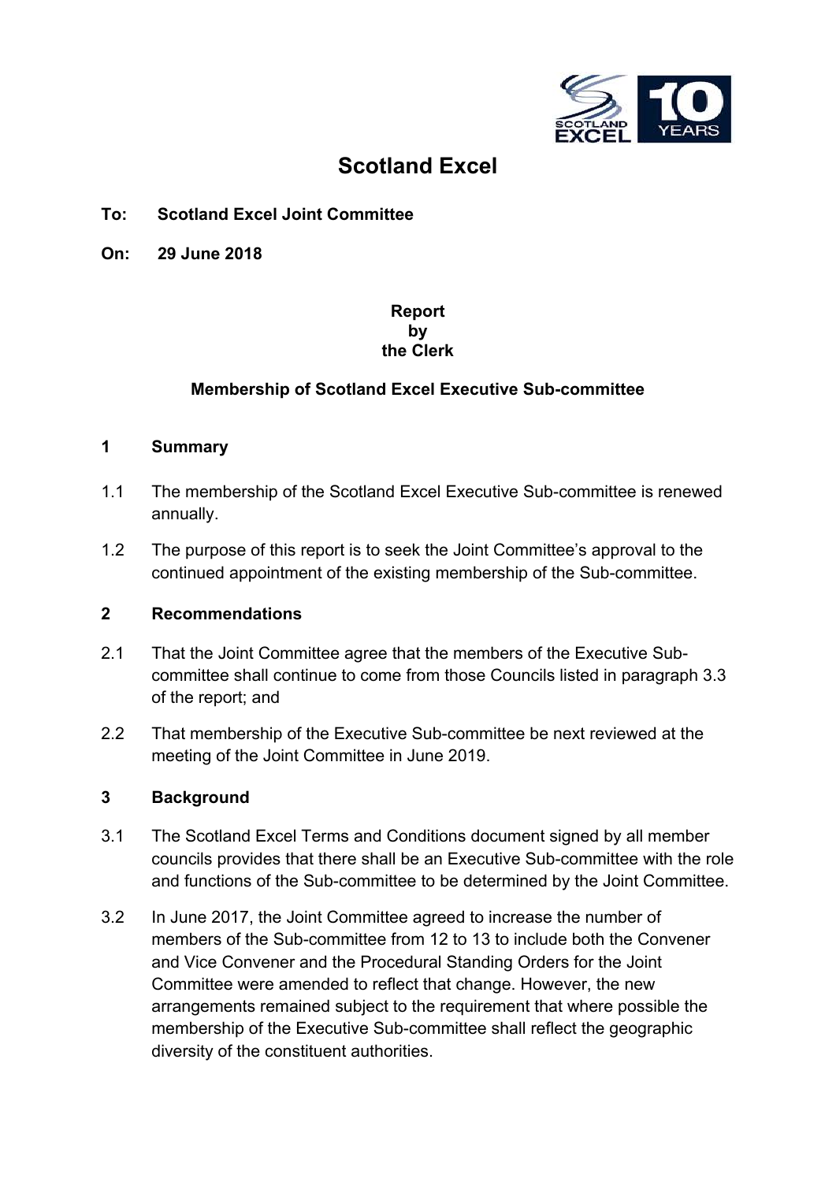# Scotland Excel

**To: Scotland Excel Joint Committee**

**On: 29 June 2018**

**Report**
**by**
**the Clerk**

**Membership of Scotland Excel Executive Sub-committee**

## 1 Summary

1.1 The membership of the Scotland Excel Executive Sub-committee is renewed annually.

1.2 The purpose of this report is to seek the Joint Committee's approval to the continued appointment of the existing membership of the Sub-committee.

## 2 Recommendations

2.1 That the Joint Committee agree that the members of the Executive Sub-committee shall continue to come from those Councils listed in paragraph 3.3 of the report; and

2.2 That membership of the Executive Sub-committee be next reviewed at the meeting of the Joint Committee in June 2019.

## 3 Background

3.1 The Scotland Excel Terms and Conditions document signed by all member councils provides that there shall be an Executive Sub-committee with the role and functions of the Sub-committee to be determined by the Joint Committee.

3.2 In June 2017, the Joint Committee agreed to increase the number of members of the Sub-committee from 12 to 13 to include both the Convener and Vice Convener and the Procedural Standing Orders for the Joint Committee were amended to reflect that change. However, the new arrangements remained subject to the requirement that where possible the membership of the Executive Sub-committee shall reflect the geographic diversity of the constituent authorities.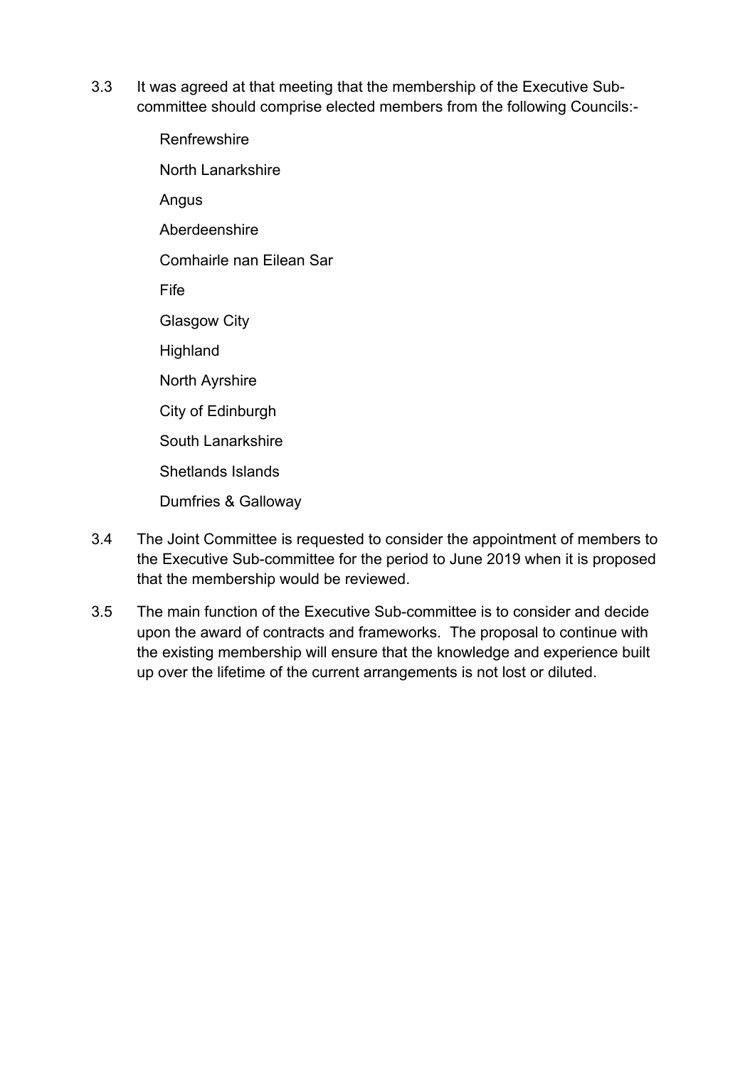3.3 It was agreed at that meeting that the membership of the Executive Sub-committee should comprise elected members from the following Councils:-

Renfrewshire

North Lanarkshire

Angus

Aberdeenshire

Comhairle nan Eilean Sar

Fife

Glasgow City

Highland

North Ayrshire

City of Edinburgh

South Lanarkshire

Shetlands Islands

Dumfries & Galloway

3.4 The Joint Committee is requested to consider the appointment of members to the Executive Sub-committee for the period to June 2019 when it is proposed that the membership would be reviewed.

3.5 The main function of the Executive Sub-committee is to consider and decide upon the award of contracts and frameworks. The proposal to continue with the existing membership will ensure that the knowledge and experience built up over the lifetime of the current arrangements is not lost or diluted.